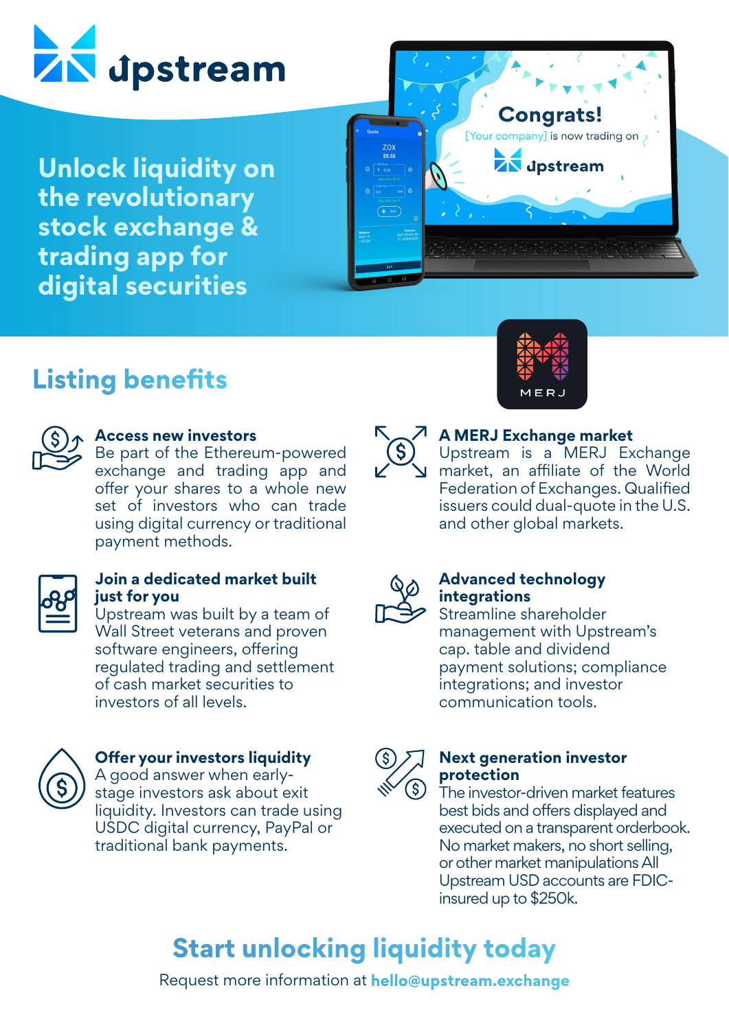# upstream

## Unlock liquidity on the revolutionary stock exchange & trading app for digital securities

Congrats! [Your company] is now trading on upstream

MERJ

## Listing benefits

### Access new investors

Be part of the Ethereum-powered exchange and trading app and offer your shares to a whole new set of investors who can trade using digital currency or traditional payment methods.

### Join a dedicated market built just for you

Upstream was built by a team of Wall Street veterans and proven software engineers, offering regulated trading and settlement of cash market securities to investors of all levels.

### Offer your investors liquidity

A good answer when early-stage investors ask about exit liquidity. Investors can trade using USDC digital currency, PayPal or traditional bank payments.

### A MERJ Exchange market

Upstream is a MERJ Exchange market, an affiliate of the World Federation of Exchanges. Qualified issuers could dual-quote in the U.S. and other global markets.

### Advanced technology integrations

Streamline shareholder management with Upstream's cap. table and dividend payment solutions; compliance integrations; and investor communication tools.

### Next generation investor protection

The investor-driven market features best bids and offers displayed and executed on a transparent orderbook. No market makers, no short selling, or other market manipulations All Upstream USD accounts are FDIC-insured up to $250k.

## Start unlocking liquidity today

Request more information at **hello@upstream.exchange**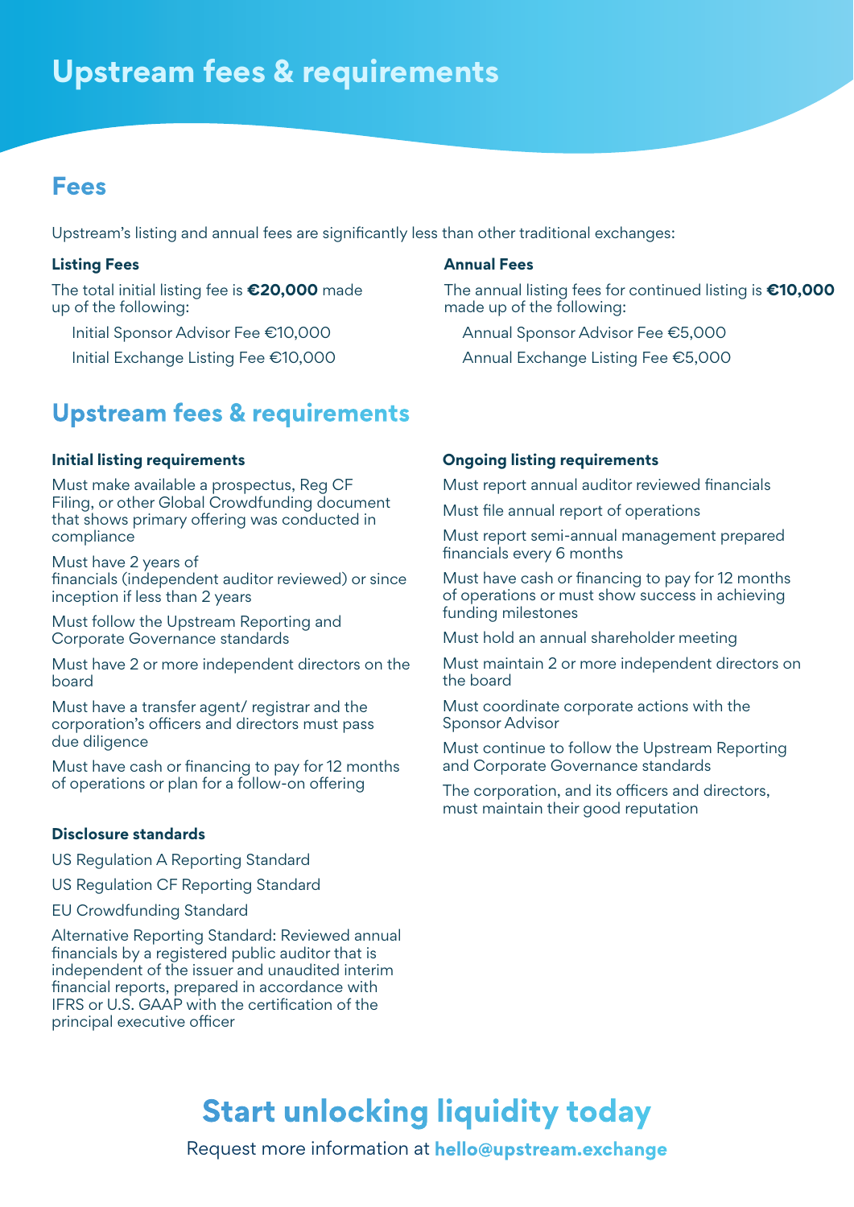# Upstream fees & requirements

## Fees

Upstream's listing and annual fees are significantly less than other traditional exchanges:

**Listing Fees**

The total initial listing fee is **€20,000** made up of the following:

- Initial Sponsor Advisor Fee €10,000
- Initial Exchange Listing Fee €10,000

**Annual Fees**

The annual listing fees for continued listing is **€10,000** made up of the following:

- Annual Sponsor Advisor Fee €5,000
- Annual Exchange Listing Fee €5,000

## Upstream fees & requirements

**Initial listing requirements**

- Must make available a prospectus, Reg CF Filing, or other Global Crowdfunding document that shows primary offering was conducted in compliance
- Must have 2 years of financials (independent auditor reviewed) or since inception if less than 2 years
- Must follow the Upstream Reporting and Corporate Governance standards
- Must have 2 or more independent directors on the board
- Must have a transfer agent/ registrar and the corporation's officers and directors must pass due diligence
- Must have cash or financing to pay for 12 months of operations or plan for a follow-on offering

**Disclosure standards**

- US Regulation A Reporting Standard
- US Regulation CF Reporting Standard
- EU Crowdfunding Standard
- Alternative Reporting Standard: Reviewed annual financials by a registered public auditor that is independent of the issuer and unaudited interim financial reports, prepared in accordance with IFRS or U.S. GAAP with the certification of the principal executive officer

**Ongoing listing requirements**

- Must report annual auditor reviewed financials
- Must file annual report of operations
- Must report semi-annual management prepared financials every 6 months
- Must have cash or financing to pay for 12 months of operations or must show success in achieving funding milestones
- Must hold an annual shareholder meeting
- Must maintain 2 or more independent directors on the board
- Must coordinate corporate actions with the Sponsor Advisor
- Must continue to follow the Upstream Reporting and Corporate Governance standards
- The corporation, and its officers and directors, must maintain their good reputation

## Start unlocking liquidity today

Request more information at **hello@upstream.exchange**